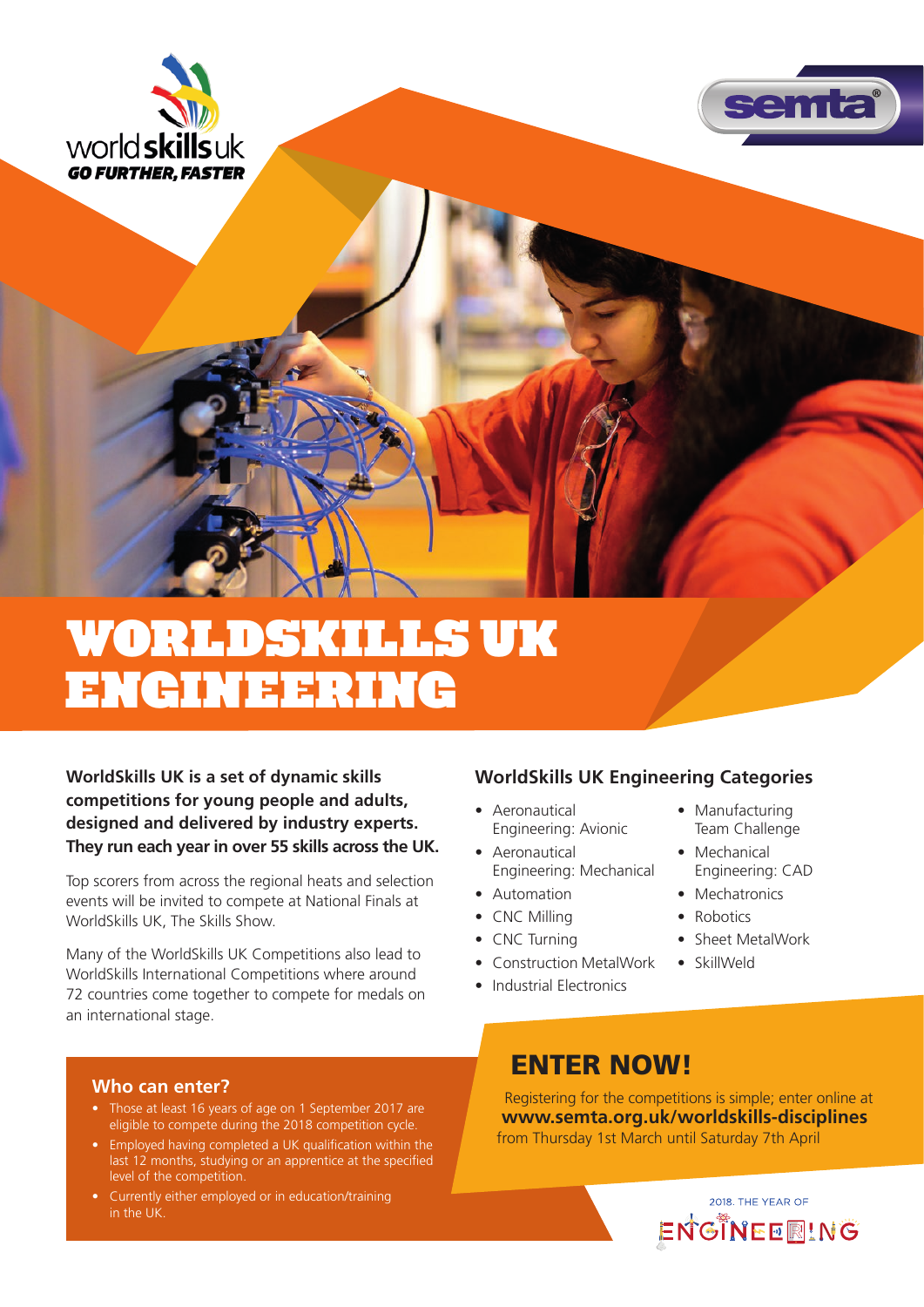worldskillsuk
GO FURTHER, FASTER

semta

# WORLDSKILLS UK ENGINEERING

**WorldSkills UK is a set of dynamic skills competitions for young people and adults, designed and delivered by industry experts. They run each year in over 55 skills across the UK.**

Top scorers from across the regional heats and selection events will be invited to compete at National Finals at WorldSkills UK, The Skills Show.

Many of the WorldSkills UK Competitions also lead to WorldSkills International Competitions where around 72 countries come together to compete for medals on an international stage.

## WorldSkills UK Engineering Categories

- Aeronautical Engineering: Avionic
- Aeronautical Engineering: Mechanical
- Automation
- CNC Milling
- CNC Turning
- Construction MetalWork
- Industrial Electronics
- Manufacturing Team Challenge
- Mechanical Engineering: CAD
- Mechatronics
- Robotics
- Sheet MetalWork
- SkillWeld

## Who can enter?

- Those at least 16 years of age on 1 September 2017 are eligible to compete during the 2018 competition cycle.
- Employed having completed a UK qualification within the last 12 months, studying or an apprentice at the specified level of the competition.
- Currently either employed or in education/training in the UK.

## ENTER NOW!

Registering for the competitions is simple; enter online at
**www.semta.org.uk/worldskills-disciplines**
from Thursday 1st March until Saturday 7th April

2018. THE YEAR OF ENGINEERING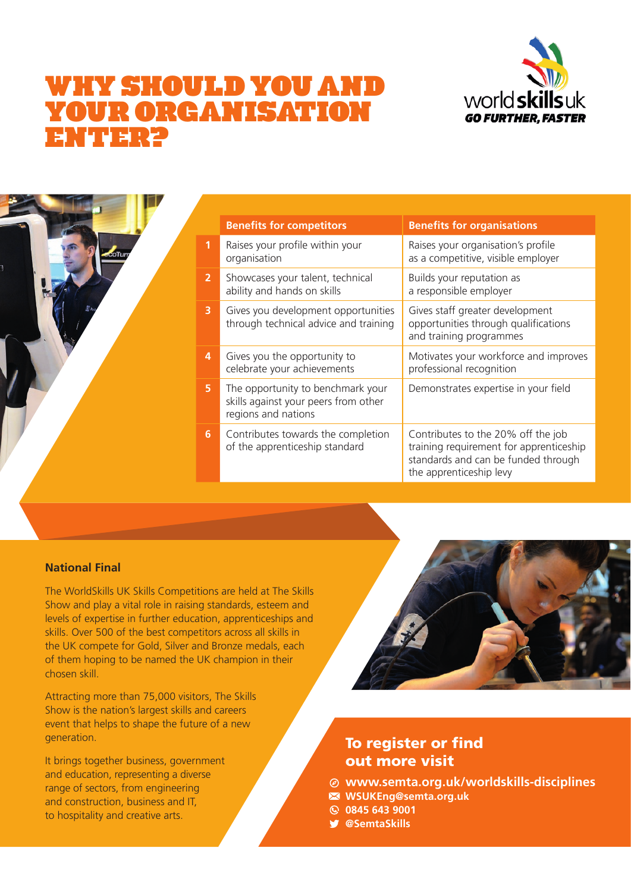# WHY SHOULD YOU AND YOUR ORGANISATION ENTER?

worldskills uk
GO FURTHER, FASTER

| | Benefits for competitors | Benefits for organisations |
|---|---|---|
| 1 | Raises your profile within your organisation | Raises your organisation's profile as a competitive, visible employer |
| 2 | Showcases your talent, technical ability and hands on skills | Builds your reputation as a responsible employer |
| 3 | Gives you development opportunities through technical advice and training | Gives staff greater development opportunities through qualifications and training programmes |
| 4 | Gives you the opportunity to celebrate your achievements | Motivates your workforce and improves professional recognition |
| 5 | The opportunity to benchmark your skills against your peers from other regions and nations | Demonstrates expertise in your field |
| 6 | Contributes towards the completion of the apprenticeship standard | Contributes to the 20% off the job training requirement for apprenticeship standards and can be funded through the apprenticeship levy |

**National Final**

The WorldSkills UK Skills Competitions are held at The Skills Show and play a vital role in raising standards, esteem and levels of expertise in further education, apprenticeships and skills. Over 500 of the best competitors across all skills in the UK compete for Gold, Silver and Bronze medals, each of them hoping to be named the UK champion in their chosen skill.

Attracting more than 75,000 visitors, The Skills Show is the nation's largest skills and careers event that helps to shape the future of a new generation.

It brings together business, government and education, representing a diverse range of sectors, from engineering and construction, business and IT, to hospitality and creative arts.

## To register or find out more visit

- www.semta.org.uk/worldskills-disciplines
- WSUKEng@semta.org.uk
- 0845 643 9001
- @SemtaSkills